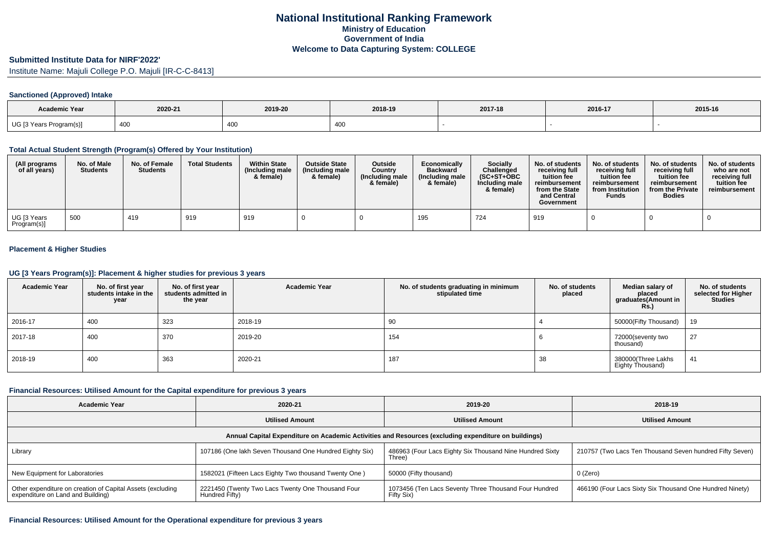# National Institutional Ranking Framework
## Ministry of Education
## Government of India
## Welcome to Data Capturing System: COLLEGE

### Submitted Institute Data for NIRF'2022'

Institute Name: Majuli College P.O. Majuli [IR-C-C-8413]

#### Sanctioned (Approved) Intake

| Academic Year | 2020-21 | 2019-20 | 2018-19 | 2017-18 | 2016-17 | 2015-16 |
|---|---|---|---|---|---|---|
| UG [3 Years Program(s)] | 400 | 400 | 400 | - | - | - |

#### Total Actual Student Strength (Program(s) Offered by Your Institution)

| (All programs of all years) | No. of Male Students | No. of Female Students | Total Students | Within State (Including male & female) | Outside State (Including male & female) | Outside Country (Including male & female) | Economically Backward (Including male & female) | Socially Challenged (SC+ST+OBC Including male & female) | No. of students receiving full tuition fee reimbursement from the State and Central Government | No. of students receiving full tuition fee reimbursement from Institution Funds | No. of students receiving full tuition fee reimbursement from the Private Bodies | No. of students who are not receiving full tuition fee reimbursement |
|---|---|---|---|---|---|---|---|---|---|---|---|---|
| UG [3 Years Program(s)] | 500 | 419 | 919 | 919 | 0 | 0 | 195 | 724 | 919 | 0 | 0 | 0 |

#### Placement & Higher Studies

#### UG [3 Years Program(s)]: Placement & higher studies for previous 3 years

| Academic Year | No. of first year students intake in the year | No. of first year students admitted in the year | Academic Year | No. of students graduating in minimum stipulated time | No. of students placed | Median salary of placed graduates(Amount in Rs.) | No. of students selected for Higher Studies |
|---|---|---|---|---|---|---|---|
| 2016-17 | 400 | 323 | 2018-19 | 90 | 4 | 50000(Fifty Thousand) | 19 |
| 2017-18 | 400 | 370 | 2019-20 | 154 | 6 | 72000(seventy two thousand) | 27 |
| 2018-19 | 400 | 363 | 2020-21 | 187 | 38 | 380000(Three Lakhs Eighty Thousand) | 41 |

#### Financial Resources: Utilised Amount for the Capital expenditure for previous 3 years

| Academic Year | 2020-21 | 2019-20 | 2018-19 |
|---|---|---|---|
| | Utilised Amount | Utilised Amount | Utilised Amount |
| Annual Capital Expenditure on Academic Activities and Resources (excluding expenditure on buildings) | | | |
| Library | 107186 (One lakh Seven Thousand One Hundred Eighty Six) | 486963 (Four Lacs Eighty Six Thousand Nine Hundred Sixty Three) | 210757 (Two Lacs Ten Thousand Seven hundred Fifty Seven) |
| New Equipment for Laboratories | 1582021 (Fifteen Lacs Eighty Two thousand Twenty One ) | 50000 (Fifty thousand) | 0 (Zero) |
| Other expenditure on creation of Capital Assets (excluding expenditure on Land and Building) | 2221450 (Twenty Two Lacs Twenty One Thousand Four Hundred Fifty) | 1073456 (Ten Lacs Seventy Three Thousand Four Hundred Fifty Six) | 466190 (Four Lacs Sixty Six Thousand One Hundred Ninety) |

#### Financial Resources: Utilised Amount for the Operational expenditure for previous 3 years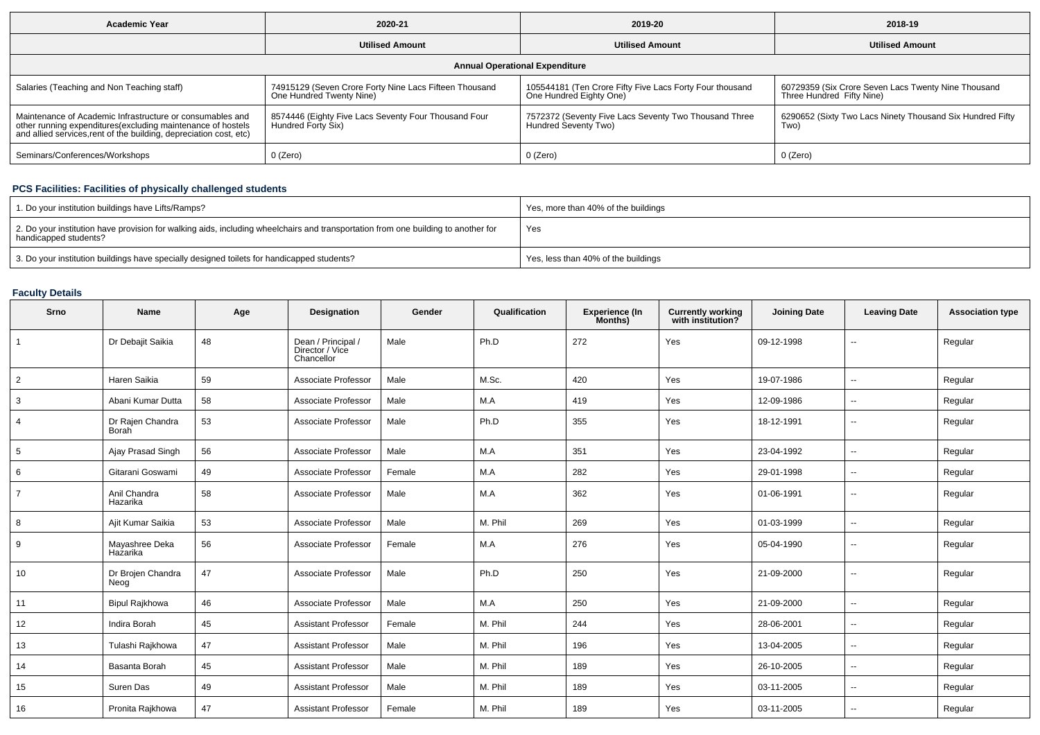| Academic Year | 2020-21 | 2019-20 | 2018-19 |
|---|---|---|---|
| | **Utilised Amount** | **Utilised Amount** | **Utilised Amount** |
| **Annual Operational Expenditure** | | | |
| Salaries (Teaching and Non Teaching staff) | 74915129 (Seven Crore Forty Nine Lacs Fifteen Thousand One Hundred Twenty Nine) | 105544181 (Ten Crore Fifty Five Lacs Forty Four thousand One Hundred Eighty One) | 60729359 (Six Crore Seven Lacs Twenty Nine Thousand Three Hundred Fifty Nine) |
| Maintenance of Academic Infrastructure or consumables and other running expenditures(excluding maintenance of hostels and allied services,rent of the building, depreciation cost, etc) | 8574446 (Eighty Five Lacs Seventy Four Thousand Four Hundred Forty Six) | 7572372 (Seventy Five Lacs Seventy Two Thousand Three Hundred Seventy Two) | 6290652 (Sixty Two Lacs Ninety Thousand Six Hundred Fifty Two) |
| Seminars/Conferences/Workshops | 0 (Zero) | 0 (Zero) | 0 (Zero) |

## PCS Facilities: Facilities of physically challenged students

| | |
|---|---|
| 1. Do your institution buildings have Lifts/Ramps? | Yes, more than 40% of the buildings |
| 2. Do your institution have provision for walking aids, including wheelchairs and transportation from one building to another for handicapped students? | Yes |
| 3. Do your institution buildings have specially designed toilets for handicapped students? | Yes, less than 40% of the buildings |

## Faculty Details

| Srno | Name | Age | Designation | Gender | Qualification | Experience (In Months) | Currently working with institution? | Joining Date | Leaving Date | Association type |
|---|---|---|---|---|---|---|---|---|---|---|
| 1 | Dr Debajit Saikia | 48 | Dean / Principal / Director / Vice Chancellor | Male | Ph.D | 272 | Yes | 09-12-1998 | -- | Regular |
| 2 | Haren Saikia | 59 | Associate Professor | Male | M.Sc. | 420 | Yes | 19-07-1986 | -- | Regular |
| 3 | Abani Kumar Dutta | 58 | Associate Professor | Male | M.A | 419 | Yes | 12-09-1986 | -- | Regular |
| 4 | Dr Rajen Chandra Borah | 53 | Associate Professor | Male | Ph.D | 355 | Yes | 18-12-1991 | -- | Regular |
| 5 | Ajay Prasad Singh | 56 | Associate Professor | Male | M.A | 351 | Yes | 23-04-1992 | -- | Regular |
| 6 | Gitarani Goswami | 49 | Associate Professor | Female | M.A | 282 | Yes | 29-01-1998 | -- | Regular |
| 7 | Anil Chandra Hazarika | 58 | Associate Professor | Male | M.A | 362 | Yes | 01-06-1991 | -- | Regular |
| 8 | Ajit Kumar Saikia | 53 | Associate Professor | Male | M. Phil | 269 | Yes | 01-03-1999 | -- | Regular |
| 9 | Mayashree Deka Hazarika | 56 | Associate Professor | Female | M.A | 276 | Yes | 05-04-1990 | -- | Regular |
| 10 | Dr Brojen Chandra Neog | 47 | Associate Professor | Male | Ph.D | 250 | Yes | 21-09-2000 | -- | Regular |
| 11 | Bipul Rajkhowa | 46 | Associate Professor | Male | M.A | 250 | Yes | 21-09-2000 | -- | Regular |
| 12 | Indira Borah | 45 | Assistant Professor | Female | M. Phil | 244 | Yes | 28-06-2001 | -- | Regular |
| 13 | Tulashi Rajkhowa | 47 | Assistant Professor | Male | M. Phil | 196 | Yes | 13-04-2005 | -- | Regular |
| 14 | Basanta Borah | 45 | Assistant Professor | Male | M. Phil | 189 | Yes | 26-10-2005 | -- | Regular |
| 15 | Suren Das | 49 | Assistant Professor | Male | M. Phil | 189 | Yes | 03-11-2005 | -- | Regular |
| 16 | Pronita Rajkhowa | 47 | Assistant Professor | Female | M. Phil | 189 | Yes | 03-11-2005 | -- | Regular |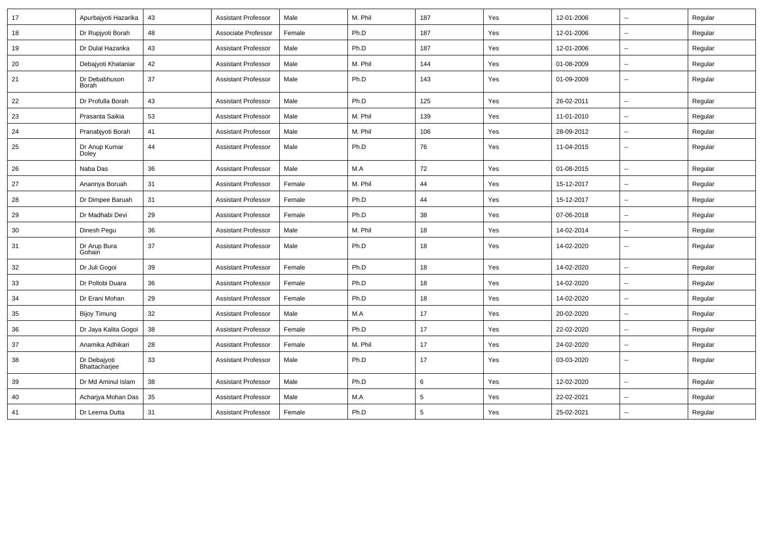| | | | | | | | | | | |
|---|---|---|---|---|---|---|---|---|---|---|
| 17 | Apurbajyoti Hazarika | 43 | Assistant Professor | Male | M. Phil | 187 | Yes | 12-01-2006 | -- | Regular |
| 18 | Dr Rupjyoti Borah | 48 | Associate Professor | Female | Ph.D | 187 | Yes | 12-01-2006 | -- | Regular |
| 19 | Dr Dulal Hazarika | 43 | Assistant Professor | Male | Ph.D | 187 | Yes | 12-01-2006 | -- | Regular |
| 20 | Debajyoti Khataniar | 42 | Assistant Professor | Male | M. Phil | 144 | Yes | 01-08-2009 | -- | Regular |
| 21 | Dr Debabhuson Borah | 37 | Assistant Professor | Male | Ph.D | 143 | Yes | 01-09-2009 | -- | Regular |
| 22 | Dr Profulla Borah | 43 | Assistant Professor | Male | Ph.D | 125 | Yes | 26-02-2011 | -- | Regular |
| 23 | Prasanta Saikia | 53 | Assistant Professor | Male | M. Phil | 139 | Yes | 11-01-2010 | -- | Regular |
| 24 | Pranabjyoti Borah | 41 | Assistant Professor | Male | M. Phil | 106 | Yes | 28-09-2012 | -- | Regular |
| 25 | Dr Anup Kumar Doley | 44 | Assistant Professor | Male | Ph.D | 76 | Yes | 11-04-2015 | -- | Regular |
| 26 | Naba Das | 36 | Assistant Professor | Male | M.A | 72 | Yes | 01-08-2015 | -- | Regular |
| 27 | Anannya Boruah | 31 | Assistant Professor | Female | M. Phil | 44 | Yes | 15-12-2017 | -- | Regular |
| 28 | Dr Dimpee Baruah | 31 | Assistant Professor | Female | Ph.D | 44 | Yes | 15-12-2017 | -- | Regular |
| 29 | Dr Madhabi Devi | 29 | Assistant Professor | Female | Ph.D | 38 | Yes | 07-06-2018 | -- | Regular |
| 30 | Dinesh Pegu | 36 | Assistant Professor | Male | M. Phil | 18 | Yes | 14-02-2014 | -- | Regular |
| 31 | Dr Arup Bura Gohain | 37 | Assistant Professor | Male | Ph.D | 18 | Yes | 14-02-2020 | -- | Regular |
| 32 | Dr Juli Gogoi | 39 | Assistant Professor | Female | Ph.D | 18 | Yes | 14-02-2020 | -- | Regular |
| 33 | Dr Pollobi Duara | 36 | Assistant Professor | Female | Ph.D | 18 | Yes | 14-02-2020 | -- | Regular |
| 34 | Dr Erani Mohan | 29 | Assistant Professor | Female | Ph.D | 18 | Yes | 14-02-2020 | -- | Regular |
| 35 | Bijoy Timung | 32 | Assistant Professor | Male | M.A | 17 | Yes | 20-02-2020 | -- | Regular |
| 36 | Dr Jaya Kalita Gogoi | 38 | Assistant Professor | Female | Ph.D | 17 | Yes | 22-02-2020 | -- | Regular |
| 37 | Anamika Adhikari | 28 | Assistant Professor | Female | M. Phil | 17 | Yes | 24-02-2020 | -- | Regular |
| 38 | Dr Debajyoti Bhattacharjee | 33 | Assistant Professor | Male | Ph.D | 17 | Yes | 03-03-2020 | -- | Regular |
| 39 | Dr Md Aminul Islam | 38 | Assistant Professor | Male | Ph.D | 6 | Yes | 12-02-2020 | -- | Regular |
| 40 | Acharjya Mohan Das | 35 | Assistant Professor | Male | M.A | 5 | Yes | 22-02-2021 | -- | Regular |
| 41 | Dr Leema Dutta | 31 | Assistant Professor | Female | Ph.D | 5 | Yes | 25-02-2021 | -- | Regular |